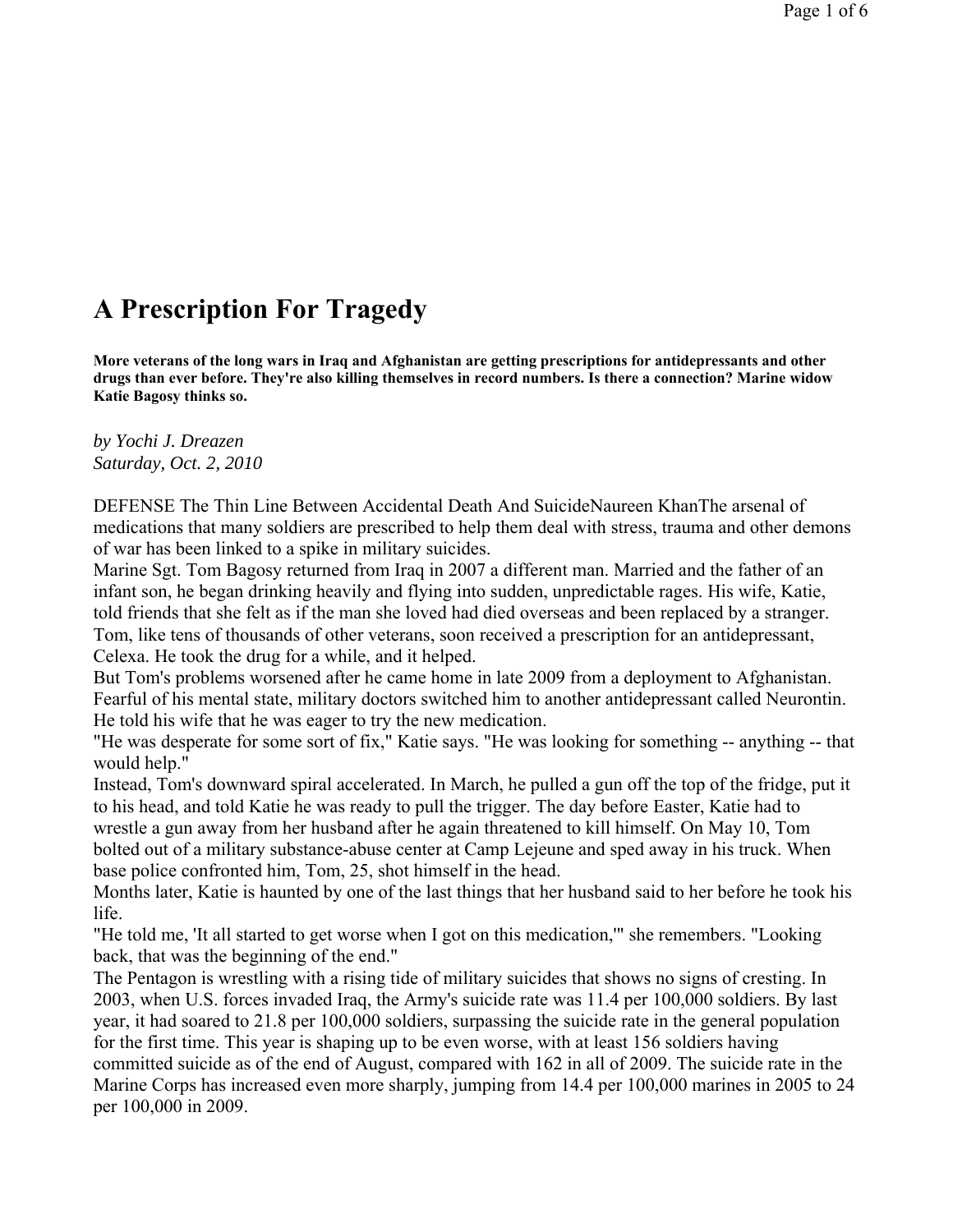# A Prescription For Tragedy

**More veterans of the long wars in Iraq and Afghanistan are getting prescriptions for antidepressants and other drugs than ever before. They're also killing themselves in record numbers. Is there a connection? Marine widow Katie Bagosy thinks so.**

*by Yochi J. Dreazen*
*Saturday, Oct. 2, 2010*

DEFENSE The Thin Line Between Accidental Death And SuicideNaureen KhanThe arsenal of medications that many soldiers are prescribed to help them deal with stress, trauma and other demons of war has been linked to a spike in military suicides.

Marine Sgt. Tom Bagosy returned from Iraq in 2007 a different man. Married and the father of an infant son, he began drinking heavily and flying into sudden, unpredictable rages. His wife, Katie, told friends that she felt as if the man she loved had died overseas and been replaced by a stranger. Tom, like tens of thousands of other veterans, soon received a prescription for an antidepressant, Celexa. He took the drug for a while, and it helped.

But Tom's problems worsened after he came home in late 2009 from a deployment to Afghanistan. Fearful of his mental state, military doctors switched him to another antidepressant called Neurontin. He told his wife that he was eager to try the new medication.

"He was desperate for some sort of fix," Katie says. "He was looking for something -- anything -- that would help."

Instead, Tom's downward spiral accelerated. In March, he pulled a gun off the top of the fridge, put it to his head, and told Katie he was ready to pull the trigger. The day before Easter, Katie had to wrestle a gun away from her husband after he again threatened to kill himself. On May 10, Tom bolted out of a military substance-abuse center at Camp Lejeune and sped away in his truck. When base police confronted him, Tom, 25, shot himself in the head.

Months later, Katie is haunted by one of the last things that her husband said to her before he took his life.

"He told me, 'It all started to get worse when I got on this medication,'" she remembers. "Looking back, that was the beginning of the end."

The Pentagon is wrestling with a rising tide of military suicides that shows no signs of cresting. In 2003, when U.S. forces invaded Iraq, the Army's suicide rate was 11.4 per 100,000 soldiers. By last year, it had soared to 21.8 per 100,000 soldiers, surpassing the suicide rate in the general population for the first time. This year is shaping up to be even worse, with at least 156 soldiers having committed suicide as of the end of August, compared with 162 in all of 2009. The suicide rate in the Marine Corps has increased even more sharply, jumping from 14.4 per 100,000 marines in 2005 to 24 per 100,000 in 2009.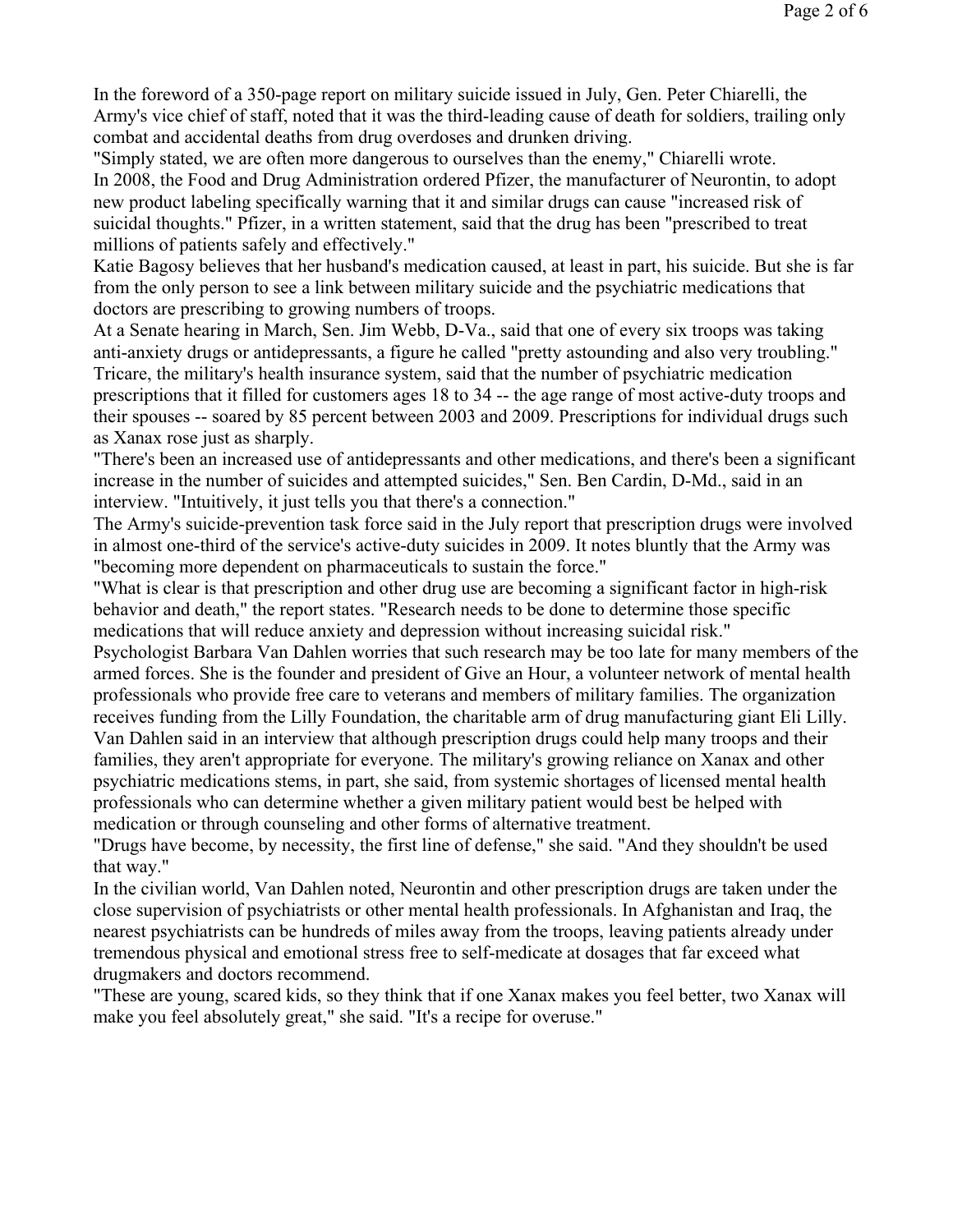In the foreword of a 350-page report on military suicide issued in July, Gen. Peter Chiarelli, the Army's vice chief of staff, noted that it was the third-leading cause of death for soldiers, trailing only combat and accidental deaths from drug overdoses and drunken driving.

"Simply stated, we are often more dangerous to ourselves than the enemy," Chiarelli wrote.

In 2008, the Food and Drug Administration ordered Pfizer, the manufacturer of Neurontin, to adopt new product labeling specifically warning that it and similar drugs can cause "increased risk of suicidal thoughts." Pfizer, in a written statement, said that the drug has been "prescribed to treat millions of patients safely and effectively."

Katie Bagosy believes that her husband's medication caused, at least in part, his suicide. But she is far from the only person to see a link between military suicide and the psychiatric medications that doctors are prescribing to growing numbers of troops.

At a Senate hearing in March, Sen. Jim Webb, D-Va., said that one of every six troops was taking anti-anxiety drugs or antidepressants, a figure he called "pretty astounding and also very troubling."

Tricare, the military's health insurance system, said that the number of psychiatric medication prescriptions that it filled for customers ages 18 to 34 -- the age range of most active-duty troops and their spouses -- soared by 85 percent between 2003 and 2009. Prescriptions for individual drugs such as Xanax rose just as sharply.

"There's been an increased use of antidepressants and other medications, and there's been a significant increase in the number of suicides and attempted suicides," Sen. Ben Cardin, D-Md., said in an interview. "Intuitively, it just tells you that there's a connection."

The Army's suicide-prevention task force said in the July report that prescription drugs were involved in almost one-third of the service's active-duty suicides in 2009. It notes bluntly that the Army was "becoming more dependent on pharmaceuticals to sustain the force."

"What is clear is that prescription and other drug use are becoming a significant factor in high-risk behavior and death," the report states. "Research needs to be done to determine those specific medications that will reduce anxiety and depression without increasing suicidal risk."

Psychologist Barbara Van Dahlen worries that such research may be too late for many members of the armed forces. She is the founder and president of Give an Hour, a volunteer network of mental health professionals who provide free care to veterans and members of military families. The organization receives funding from the Lilly Foundation, the charitable arm of drug manufacturing giant Eli Lilly.

Van Dahlen said in an interview that although prescription drugs could help many troops and their families, they aren't appropriate for everyone. The military's growing reliance on Xanax and other psychiatric medications stems, in part, she said, from systemic shortages of licensed mental health professionals who can determine whether a given military patient would best be helped with medication or through counseling and other forms of alternative treatment.

"Drugs have become, by necessity, the first line of defense," she said. "And they shouldn't be used that way."

In the civilian world, Van Dahlen noted, Neurontin and other prescription drugs are taken under the close supervision of psychiatrists or other mental health professionals. In Afghanistan and Iraq, the nearest psychiatrists can be hundreds of miles away from the troops, leaving patients already under tremendous physical and emotional stress free to self-medicate at dosages that far exceed what drugmakers and doctors recommend.

"These are young, scared kids, so they think that if one Xanax makes you feel better, two Xanax will make you feel absolutely great," she said. "It's a recipe for overuse."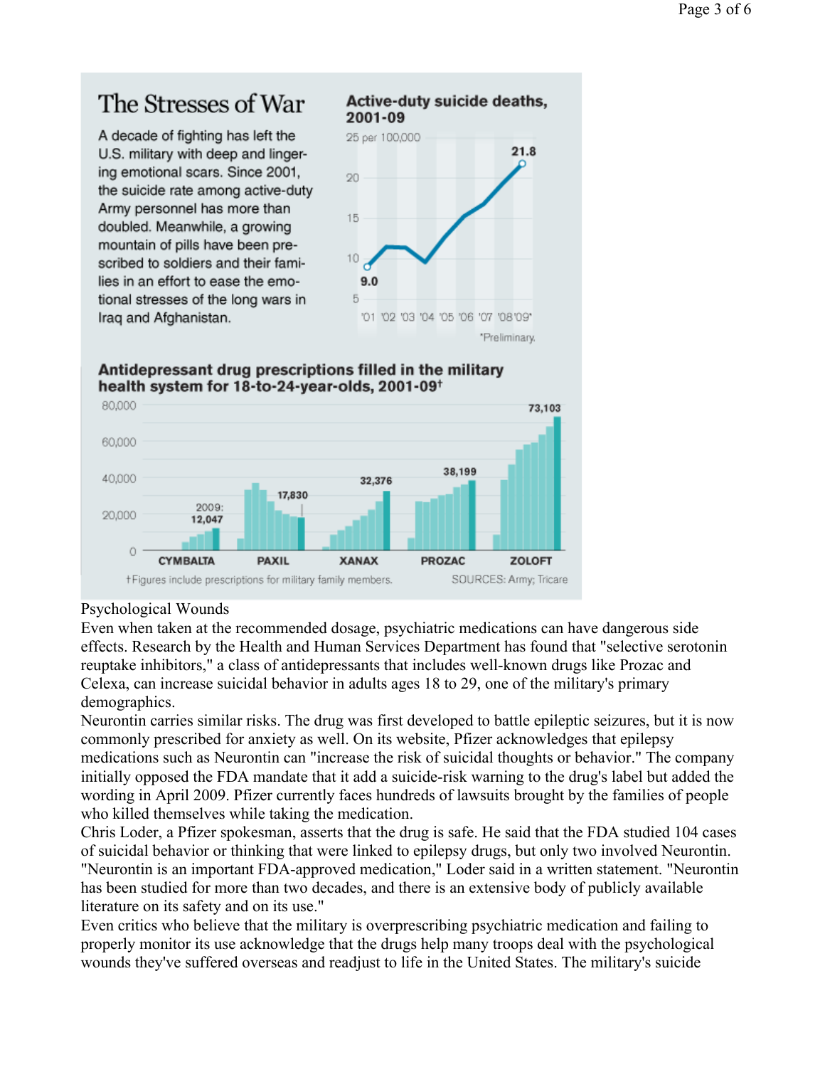## The Stresses of War

A decade of fighting has left the U.S. military with deep and lingering emotional scars. Since 2001, the suicide rate among active-duty Army personnel has more than doubled. Meanwhile, a growing mountain of pills have been prescribed to soldiers and their families in an effort to ease the emotional stresses of the long wars in Iraq and Afghanistan.

**Active-duty suicide deaths, 2001-09**

25 per 100,000

9.0 ('01) — 21.8 ('09*)

'01 '02 '03 '04 '05 '06 '07 '08 '09*

*Preliminary.

**Antidepressant drug prescriptions filled in the military health system for 18-to-24-year-olds, 2001-09†**

| Drug | 2009 |
|---|---|
| CYMBALTA | 12,047 |
| PAXIL | 17,830 |
| XANAX | 32,376 |
| PROZAC | 38,199 |
| ZOLOFT | 73,103 |

†Figures include prescriptions for military family members.

SOURCES: Army; Tricare

Psychological Wounds

Even when taken at the recommended dosage, psychiatric medications can have dangerous side effects. Research by the Health and Human Services Department has found that "selective serotonin reuptake inhibitors," a class of antidepressants that includes well-known drugs like Prozac and Celexa, can increase suicidal behavior in adults ages 18 to 29, one of the military's primary demographics.

Neurontin carries similar risks. The drug was first developed to battle epileptic seizures, but it is now commonly prescribed for anxiety as well. On its website, Pfizer acknowledges that epilepsy medications such as Neurontin can "increase the risk of suicidal thoughts or behavior." The company initially opposed the FDA mandate that it add a suicide-risk warning to the drug's label but added the wording in April 2009. Pfizer currently faces hundreds of lawsuits brought by the families of people who killed themselves while taking the medication.

Chris Loder, a Pfizer spokesman, asserts that the drug is safe. He said that the FDA studied 104 cases of suicidal behavior or thinking that were linked to epilepsy drugs, but only two involved Neurontin. "Neurontin is an important FDA-approved medication," Loder said in a written statement. "Neurontin has been studied for more than two decades, and there is an extensive body of publicly available literature on its safety and on its use."

Even critics who believe that the military is overprescribing psychiatric medication and failing to properly monitor its use acknowledge that the drugs help many troops deal with the psychological wounds they've suffered overseas and readjust to life in the United States. The military's suicide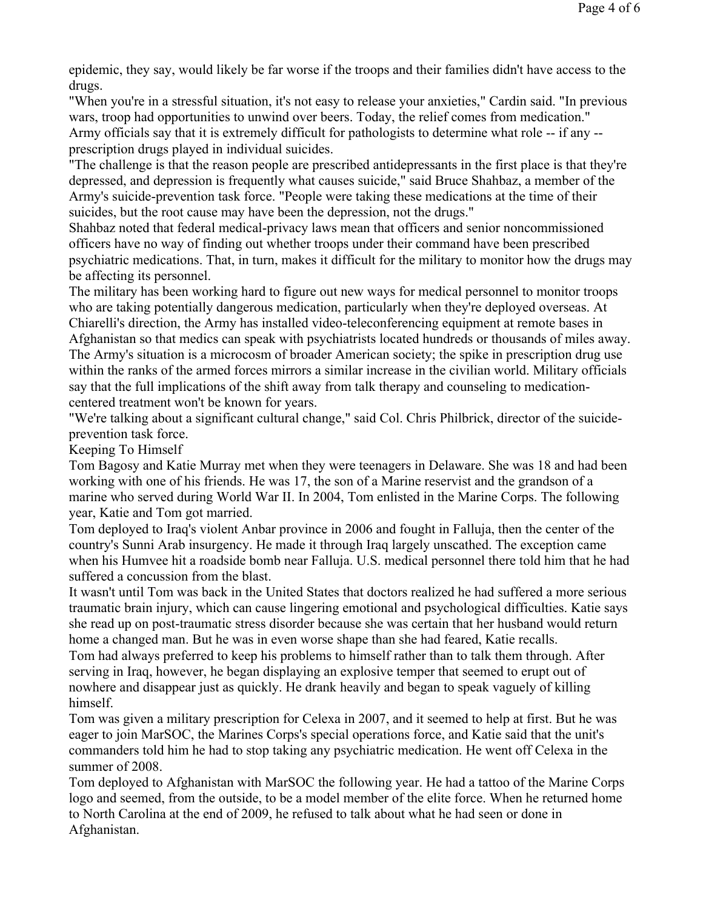epidemic, they say, would likely be far worse if the troops and their families didn't have access to the drugs.

"When you're in a stressful situation, it's not easy to release your anxieties," Cardin said. "In previous wars, troop had opportunities to unwind over beers. Today, the relief comes from medication."

Army officials say that it is extremely difficult for pathologists to determine what role -- if any -- prescription drugs played in individual suicides.

"The challenge is that the reason people are prescribed antidepressants in the first place is that they're depressed, and depression is frequently what causes suicide," said Bruce Shahbaz, a member of the Army's suicide-prevention task force. "People were taking these medications at the time of their suicides, but the root cause may have been the depression, not the drugs."

Shahbaz noted that federal medical-privacy laws mean that officers and senior noncommissioned officers have no way of finding out whether troops under their command have been prescribed psychiatric medications. That, in turn, makes it difficult for the military to monitor how the drugs may be affecting its personnel.

The military has been working hard to figure out new ways for medical personnel to monitor troops who are taking potentially dangerous medication, particularly when they're deployed overseas. At Chiarelli's direction, the Army has installed video-teleconferencing equipment at remote bases in Afghanistan so that medics can speak with psychiatrists located hundreds or thousands of miles away.

The Army's situation is a microcosm of broader American society; the spike in prescription drug use within the ranks of the armed forces mirrors a similar increase in the civilian world. Military officials say that the full implications of the shift away from talk therapy and counseling to medication-centered treatment won't be known for years.

"We're talking about a significant cultural change," said Col. Chris Philbrick, director of the suicide-prevention task force.

## Keeping To Himself

Tom Bagosy and Katie Murray met when they were teenagers in Delaware. She was 18 and had been working with one of his friends. He was 17, the son of a Marine reservist and the grandson of a marine who served during World War II. In 2004, Tom enlisted in the Marine Corps. The following year, Katie and Tom got married.

Tom deployed to Iraq's violent Anbar province in 2006 and fought in Falluja, then the center of the country's Sunni Arab insurgency. He made it through Iraq largely unscathed. The exception came when his Humvee hit a roadside bomb near Falluja. U.S. medical personnel there told him that he had suffered a concussion from the blast.

It wasn't until Tom was back in the United States that doctors realized he had suffered a more serious traumatic brain injury, which can cause lingering emotional and psychological difficulties. Katie says she read up on post-traumatic stress disorder because she was certain that her husband would return home a changed man. But he was in even worse shape than she had feared, Katie recalls.

Tom had always preferred to keep his problems to himself rather than to talk them through. After serving in Iraq, however, he began displaying an explosive temper that seemed to erupt out of nowhere and disappear just as quickly. He drank heavily and began to speak vaguely of killing himself.

Tom was given a military prescription for Celexa in 2007, and it seemed to help at first. But he was eager to join MarSOC, the Marines Corps's special operations force, and Katie said that the unit's commanders told him he had to stop taking any psychiatric medication. He went off Celexa in the summer of 2008.

Tom deployed to Afghanistan with MarSOC the following year. He had a tattoo of the Marine Corps logo and seemed, from the outside, to be a model member of the elite force. When he returned home to North Carolina at the end of 2009, he refused to talk about what he had seen or done in Afghanistan.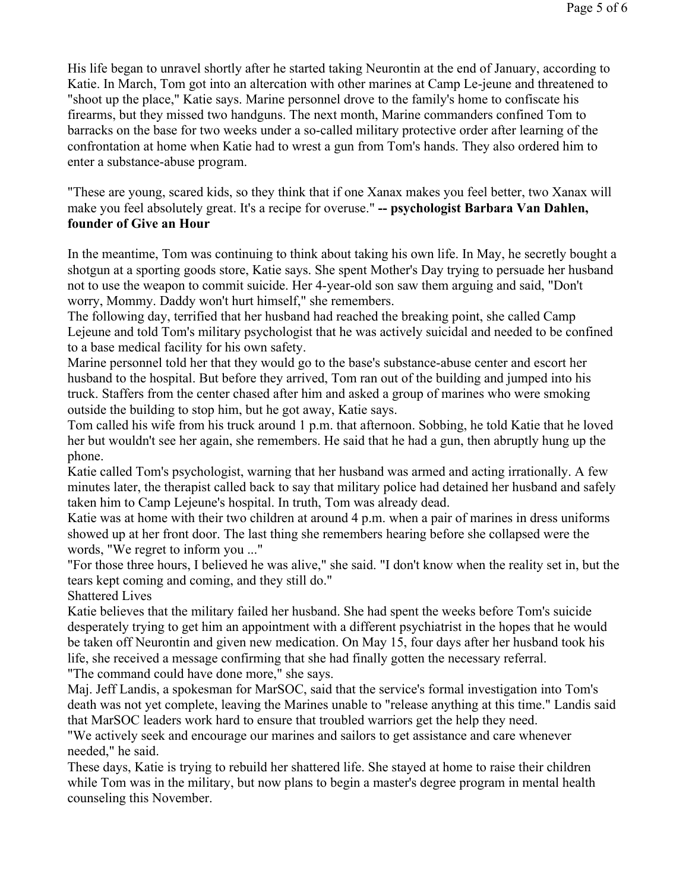His life began to unravel shortly after he started taking Neurontin at the end of January, according to Katie. In March, Tom got into an altercation with other marines at Camp Le-jeune and threatened to "shoot up the place," Katie says. Marine personnel drove to the family's home to confiscate his firearms, but they missed two handguns. The next month, Marine commanders confined Tom to barracks on the base for two weeks under a so-called military protective order after learning of the confrontation at home when Katie had to wrest a gun from Tom's hands. They also ordered him to enter a substance-abuse program.

"These are young, scared kids, so they think that if one Xanax makes you feel better, two Xanax will make you feel absolutely great. It's a recipe for overuse." **-- psychologist Barbara Van Dahlen, founder of Give an Hour**

In the meantime, Tom was continuing to think about taking his own life. In May, he secretly bought a shotgun at a sporting goods store, Katie says. She spent Mother's Day trying to persuade her husband not to use the weapon to commit suicide. Her 4-year-old son saw them arguing and said, "Don't worry, Mommy. Daddy won't hurt himself," she remembers.

The following day, terrified that her husband had reached the breaking point, she called Camp Lejeune and told Tom's military psychologist that he was actively suicidal and needed to be confined to a base medical facility for his own safety.

Marine personnel told her that they would go to the base's substance-abuse center and escort her husband to the hospital. But before they arrived, Tom ran out of the building and jumped into his truck. Staffers from the center chased after him and asked a group of marines who were smoking outside the building to stop him, but he got away, Katie says.

Tom called his wife from his truck around 1 p.m. that afternoon. Sobbing, he told Katie that he loved her but wouldn't see her again, she remembers. He said that he had a gun, then abruptly hung up the phone.

Katie called Tom's psychologist, warning that her husband was armed and acting irrationally. A few minutes later, the therapist called back to say that military police had detained her husband and safely taken him to Camp Lejeune's hospital. In truth, Tom was already dead.

Katie was at home with their two children at around 4 p.m. when a pair of marines in dress uniforms showed up at her front door. The last thing she remembers hearing before she collapsed were the words, "We regret to inform you ..."

"For those three hours, I believed he was alive," she said. "I don't know when the reality set in, but the tears kept coming and coming, and they still do."

## Shattered Lives

Katie believes that the military failed her husband. She had spent the weeks before Tom's suicide desperately trying to get him an appointment with a different psychiatrist in the hopes that he would be taken off Neurontin and given new medication. On May 15, four days after her husband took his life, she received a message confirming that she had finally gotten the necessary referral.

"The command could have done more," she says.

Maj. Jeff Landis, a spokesman for MarSOC, said that the service's formal investigation into Tom's death was not yet complete, leaving the Marines unable to "release anything at this time." Landis said that MarSOC leaders work hard to ensure that troubled warriors get the help they need.

"We actively seek and encourage our marines and sailors to get assistance and care whenever needed," he said.

These days, Katie is trying to rebuild her shattered life. She stayed at home to raise their children while Tom was in the military, but now plans to begin a master's degree program in mental health counseling this November.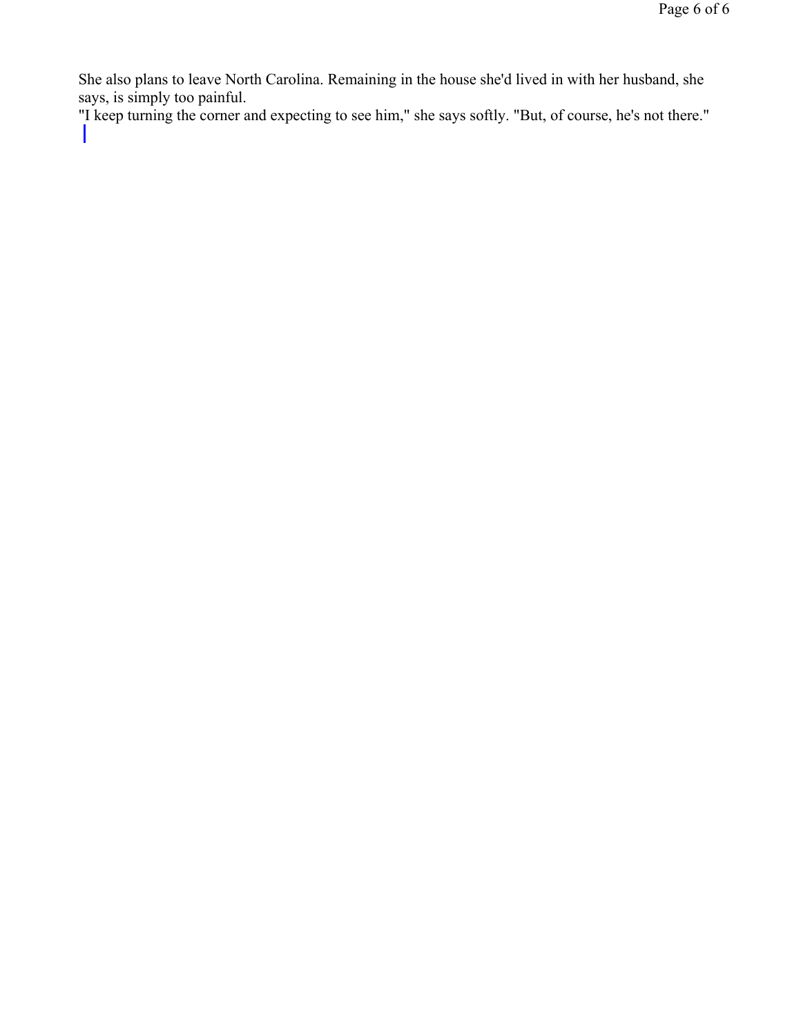She also plans to leave North Carolina. Remaining in the house she'd lived in with her husband, she says, is simply too painful.

"I keep turning the corner and expecting to see him," she says softly. "But, of course, he's not there."